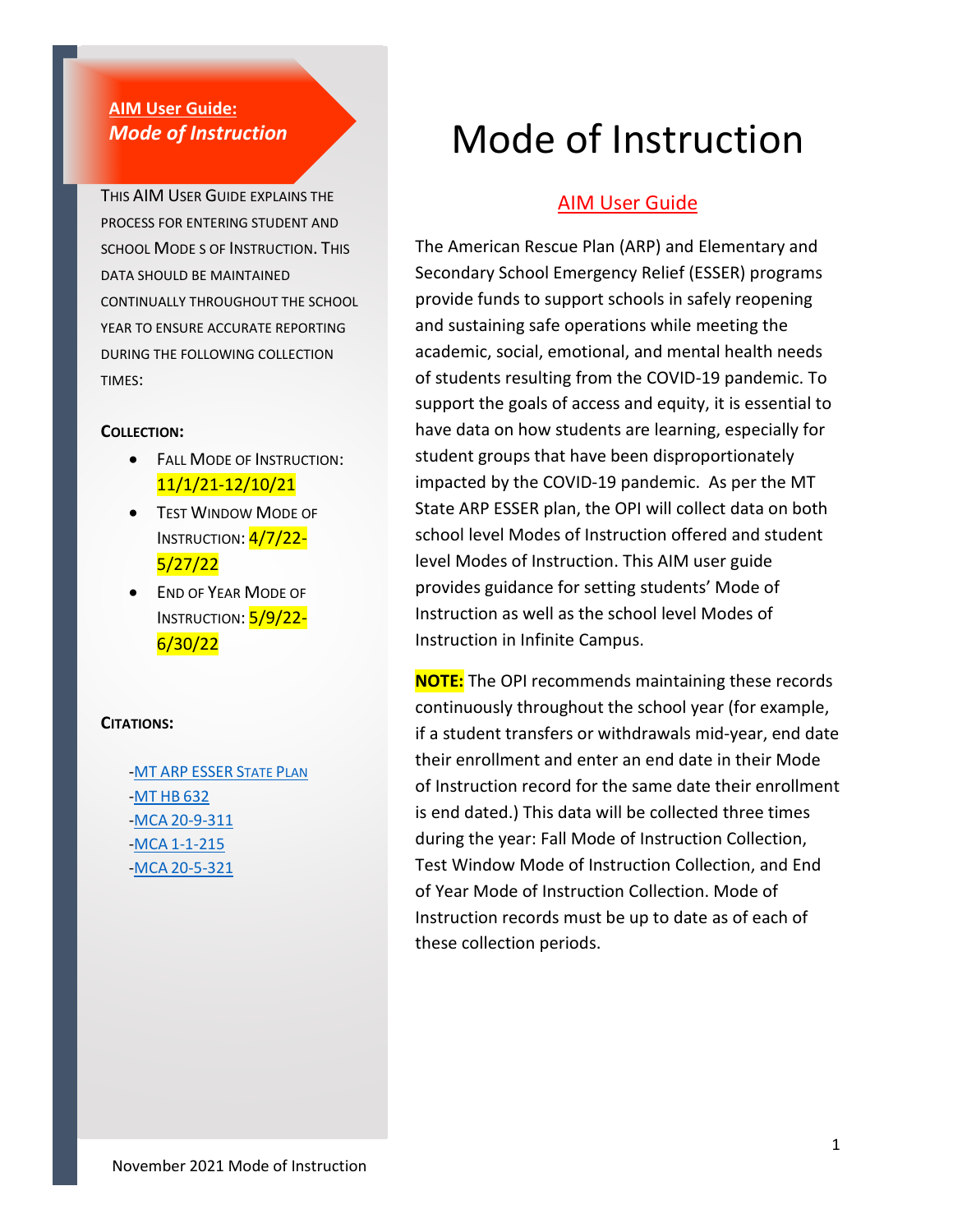**AIM User Guide:**
***Mode of Instruction***

This AIM User Guide explains the process for entering student and school Mode s of Instruction. This data should be maintained continually throughout the school year to ensure accurate reporting during the following collection times:

**Collection:**

- Fall Mode of Instruction: 11/1/21-12/10/21
- Test Window Mode of Instruction: 4/7/22-5/27/22
- End of Year Mode of Instruction: 5/9/22-6/30/22

**Citations:**

-MT ARP ESSER State Plan
-MT HB 632
-MCA 20-9-311
-MCA 1-1-215
-MCA 20-5-321

# Mode of Instruction

## AIM User Guide

The American Rescue Plan (ARP) and Elementary and Secondary School Emergency Relief (ESSER) programs provide funds to support schools in safely reopening and sustaining safe operations while meeting the academic, social, emotional, and mental health needs of students resulting from the COVID-19 pandemic. To support the goals of access and equity, it is essential to have data on how students are learning, especially for student groups that have been disproportionately impacted by the COVID-19 pandemic. As per the MT State ARP ESSER plan, the OPI will collect data on both school level Modes of Instruction offered and student level Modes of Instruction. This AIM user guide provides guidance for setting students' Mode of Instruction as well as the school level Modes of Instruction in Infinite Campus.

**NOTE:** The OPI recommends maintaining these records continuously throughout the school year (for example, if a student transfers or withdrawals mid-year, end date their enrollment and enter an end date in their Mode of Instruction record for the same date their enrollment is end dated.) This data will be collected three times during the year: Fall Mode of Instruction Collection, Test Window Mode of Instruction Collection, and End of Year Mode of Instruction Collection. Mode of Instruction records must be up to date as of each of these collection periods.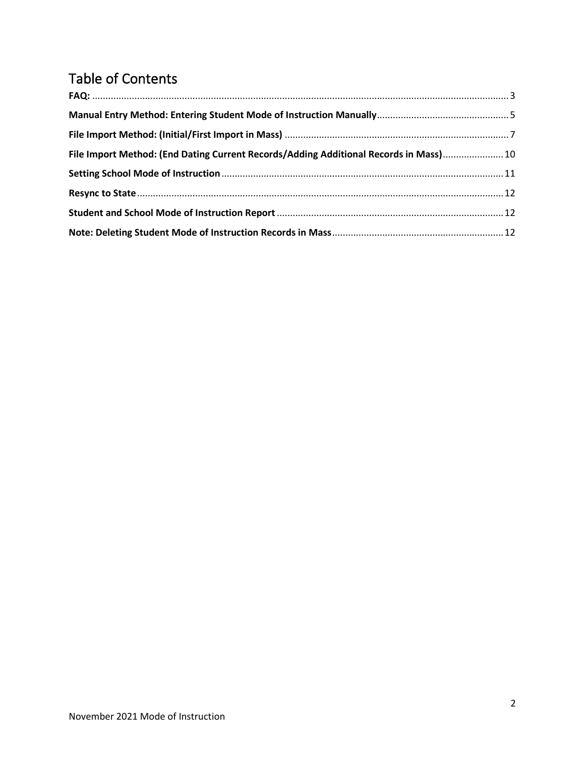# Table of Contents

**FAQ:** ... 3

**Manual Entry Method: Entering Student Mode of Instruction Manually** ... 5

**File Import Method: (Initial/First Import in Mass)** ... 7

**File Import Method: (End Dating Current Records/Adding Additional Records in Mass)** ... 10

**Setting School Mode of Instruction** ... 11

**Resync to State** ... 12

**Student and School Mode of Instruction Report** ... 12

**Note: Deleting Student Mode of Instruction Records in Mass** ... 12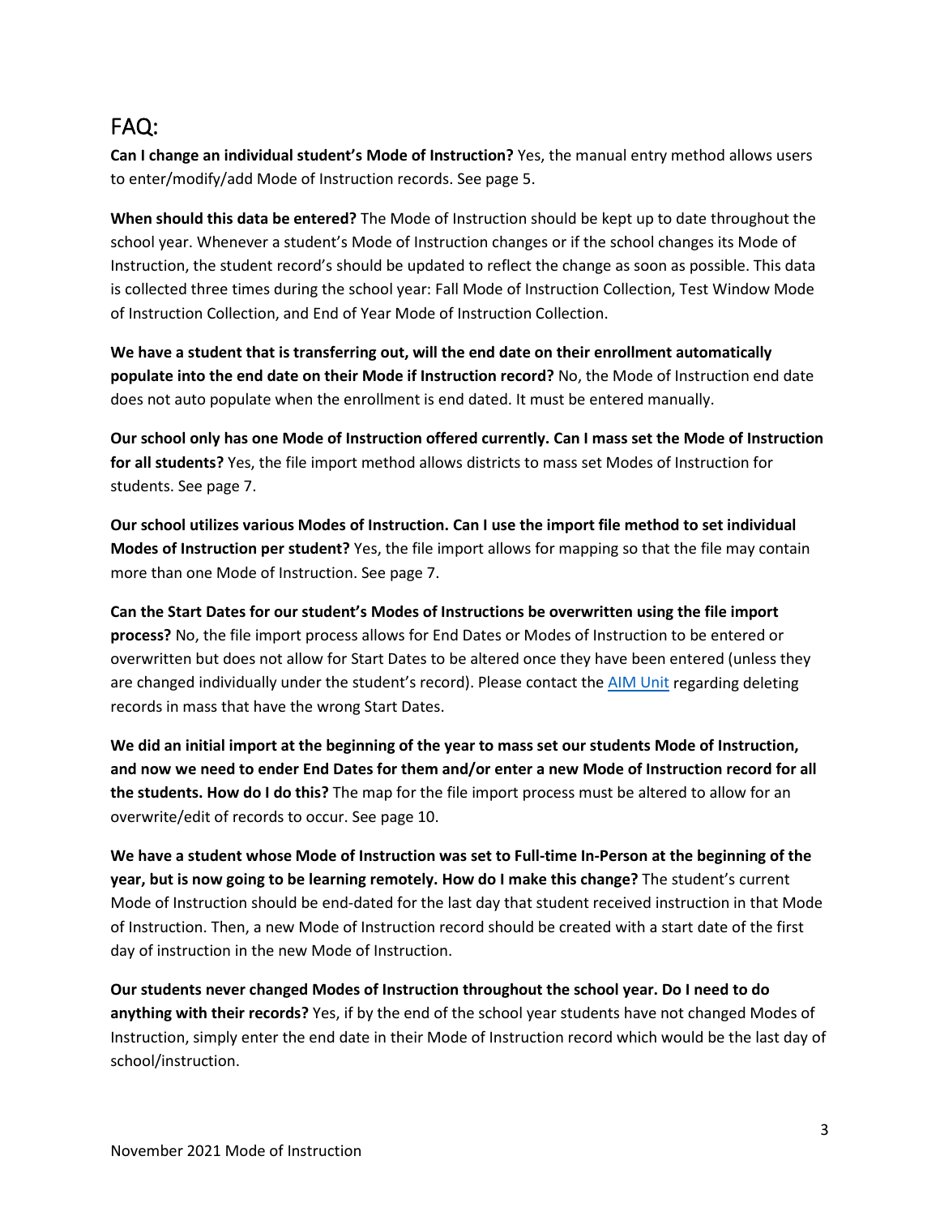# FAQ:

**Can I change an individual student's Mode of Instruction?** Yes, the manual entry method allows users to enter/modify/add Mode of Instruction records. See page 5.

**When should this data be entered?** The Mode of Instruction should be kept up to date throughout the school year. Whenever a student's Mode of Instruction changes or if the school changes its Mode of Instruction, the student record's should be updated to reflect the change as soon as possible. This data is collected three times during the school year: Fall Mode of Instruction Collection, Test Window Mode of Instruction Collection, and End of Year Mode of Instruction Collection.

**We have a student that is transferring out, will the end date on their enrollment automatically populate into the end date on their Mode if Instruction record?** No, the Mode of Instruction end date does not auto populate when the enrollment is end dated. It must be entered manually.

**Our school only has one Mode of Instruction offered currently. Can I mass set the Mode of Instruction for all students?** Yes, the file import method allows districts to mass set Modes of Instruction for students. See page 7.

**Our school utilizes various Modes of Instruction. Can I use the import file method to set individual Modes of Instruction per student?** Yes, the file import allows for mapping so that the file may contain more than one Mode of Instruction. See page 7.

**Can the Start Dates for our student's Modes of Instructions be overwritten using the file import process?** No, the file import process allows for End Dates or Modes of Instruction to be entered or overwritten but does not allow for Start Dates to be altered once they have been entered (unless they are changed individually under the student's record). Please contact the AIM Unit regarding deleting records in mass that have the wrong Start Dates.

**We did an initial import at the beginning of the year to mass set our students Mode of Instruction, and now we need to ender End Dates for them and/or enter a new Mode of Instruction record for all the students. How do I do this?** The map for the file import process must be altered to allow for an overwrite/edit of records to occur. See page 10.

**We have a student whose Mode of Instruction was set to Full-time In-Person at the beginning of the year, but is now going to be learning remotely. How do I make this change?** The student's current Mode of Instruction should be end-dated for the last day that student received instruction in that Mode of Instruction. Then, a new Mode of Instruction record should be created with a start date of the first day of instruction in the new Mode of Instruction.

**Our students never changed Modes of Instruction throughout the school year. Do I need to do anything with their records?** Yes, if by the end of the school year students have not changed Modes of Instruction, simply enter the end date in their Mode of Instruction record which would be the last day of school/instruction.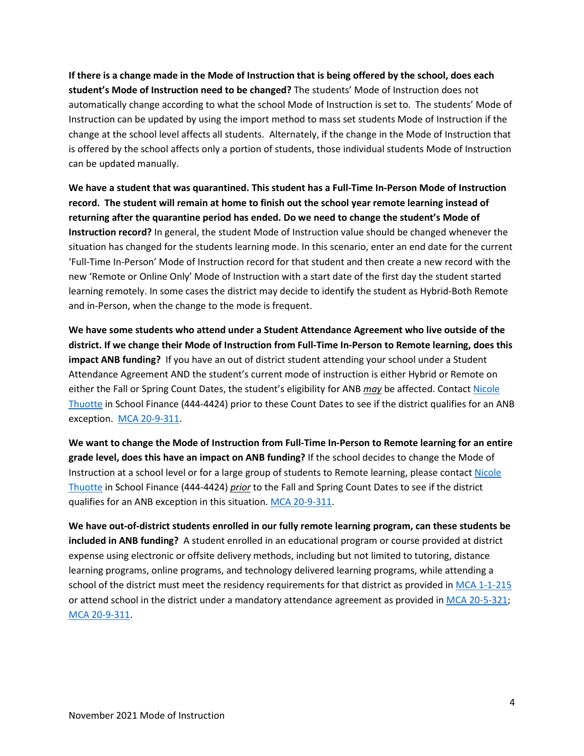**If there is a change made in the Mode of Instruction that is being offered by the school, does each student's Mode of Instruction need to be changed?** The students' Mode of Instruction does not automatically change according to what the school Mode of Instruction is set to. The students' Mode of Instruction can be updated by using the import method to mass set students Mode of Instruction if the change at the school level affects all students. Alternately, if the change in the Mode of Instruction that is offered by the school affects only a portion of students, those individual students Mode of Instruction can be updated manually.

**We have a student that was quarantined. This student has a Full-Time In-Person Mode of Instruction record. The student will remain at home to finish out the school year remote learning instead of returning after the quarantine period has ended. Do we need to change the student's Mode of Instruction record?** In general, the student Mode of Instruction value should be changed whenever the situation has changed for the students learning mode. In this scenario, enter an end date for the current 'Full-Time In-Person' Mode of Instruction record for that student and then create a new record with the new 'Remote or Online Only' Mode of Instruction with a start date of the first day the student started learning remotely. In some cases the district may decide to identify the student as Hybrid-Both Remote and in-Person, when the change to the mode is frequent.

**We have some students who attend under a Student Attendance Agreement who live outside of the district. If we change their Mode of Instruction from Full-Time In-Person to Remote learning, does this impact ANB funding?** If you have an out of district student attending your school under a Student Attendance Agreement AND the student's current mode of instruction is either Hybrid or Remote on either the Fall or Spring Count Dates, the student's eligibility for ANB ***may*** be affected. Contact [Nicole Thuotte](mailto:) in School Finance (444-4424) prior to these Count Dates to see if the district qualifies for an ANB exception. [MCA 20-9-311](). 

**We want to change the Mode of Instruction from Full-Time In-Person to Remote learning for an entire grade level, does this have an impact on ANB funding?** If the school decides to change the Mode of Instruction at a school level or for a large group of students to Remote learning, please contact [Nicole Thuotte](mailto:) in School Finance (444-4424) ***prior*** to the Fall and Spring Count Dates to see if the district qualifies for an ANB exception in this situation. [MCA 20-9-311]().

**We have out-of-district students enrolled in our fully remote learning program, can these students be included in ANB funding?** A student enrolled in an educational program or course provided at district expense using electronic or offsite delivery methods, including but not limited to tutoring, distance learning programs, online programs, and technology delivered learning programs, while attending a school of the district must meet the residency requirements for that district as provided in [MCA 1-1-215]() or attend school in the district under a mandatory attendance agreement as provided in [MCA 20-5-321](); [MCA 20-9-311]().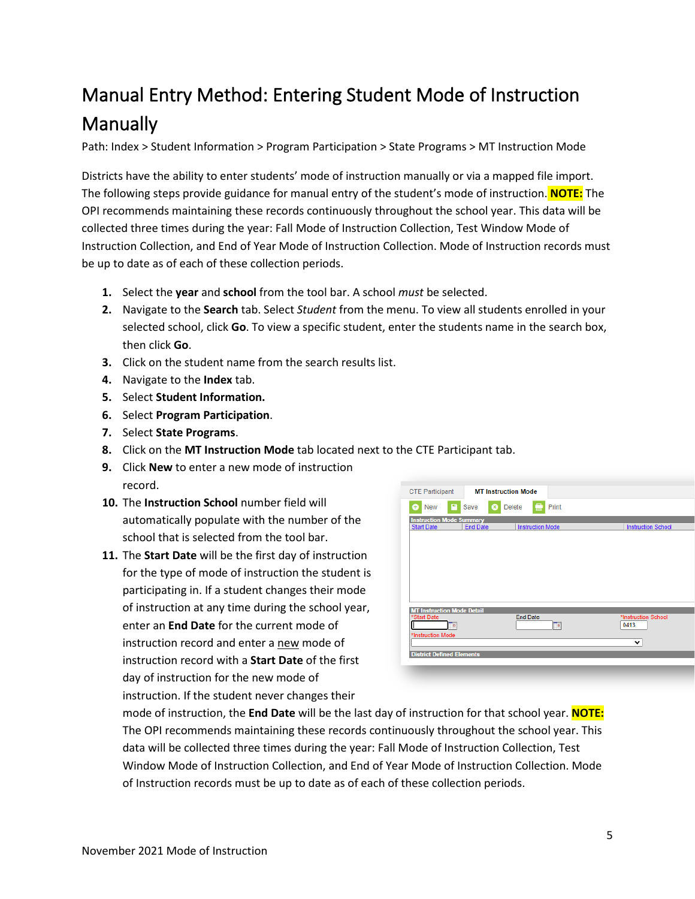# Manual Entry Method: Entering Student Mode of Instruction Manually

Path: Index > Student Information > Program Participation > State Programs > MT Instruction Mode

Districts have the ability to enter students' mode of instruction manually or via a mapped file import. The following steps provide guidance for manual entry of the student's mode of instruction. **NOTE:** The OPI recommends maintaining these records continuously throughout the school year. This data will be collected three times during the year: Fall Mode of Instruction Collection, Test Window Mode of Instruction Collection, and End of Year Mode of Instruction Collection. Mode of Instruction records must be up to date as of each of these collection periods.

1. Select the **year** and **school** from the tool bar. A school *must* be selected.
2. Navigate to the **Search** tab. Select *Student* from the menu. To view all students enrolled in your selected school, click **Go**. To view a specific student, enter the students name in the search box, then click **Go**.
3. Click on the student name from the search results list.
4. Navigate to the **Index** tab.
5. Select **Student Information.**
6. Select **Program Participation**.
7. Select **State Programs**.
8. Click on the **MT Instruction Mode** tab located next to the CTE Participant tab.
9. Click **New** to enter a new mode of instruction record.
10. The **Instruction School** number field will automatically populate with the number of the school that is selected from the tool bar.
11. The **Start Date** will be the first day of instruction for the type of mode of instruction the student is participating in. If a student changes their mode of instruction at any time during the school year, enter an **End Date** for the current mode of instruction record and enter a new mode of instruction record with a **Start Date** of the first day of instruction for the new mode of instruction. If the student never changes their mode of instruction, the **End Date** will be the last day of instruction for that school year. **NOTE:** The OPI recommends maintaining these records continuously throughout the school year. This data will be collected three times during the year: Fall Mode of Instruction Collection, Test Window Mode of Instruction Collection, and End of Year Mode of Instruction Collection. Mode of Instruction records must be up to date as of each of these collection periods.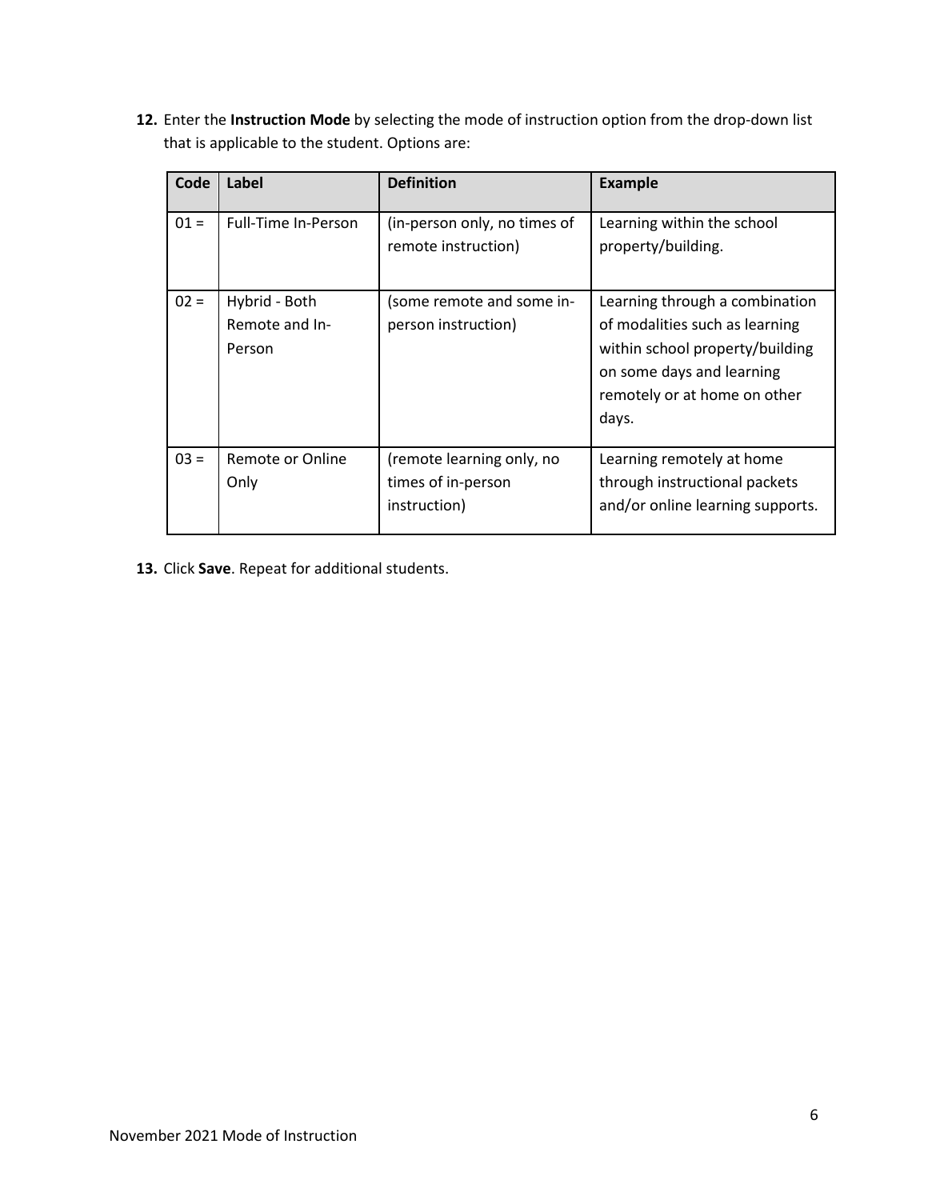12. Enter the **Instruction Mode** by selecting the mode of instruction option from the drop-down list that is applicable to the student. Options are:

| Code | Label | Definition | Example |
|---|---|---|---|
| 01 = | Full-Time In-Person | (in-person only, no times of remote instruction) | Learning within the school property/building. |
| 02 = | Hybrid - Both Remote and In-Person | (some remote and some in-person instruction) | Learning through a combination of modalities such as learning within school property/building on some days and learning remotely or at home on other days. |
| 03 = | Remote or Online Only | (remote learning only, no times of in-person instruction) | Learning remotely at home through instructional packets and/or online learning supports. |

13. Click **Save**. Repeat for additional students.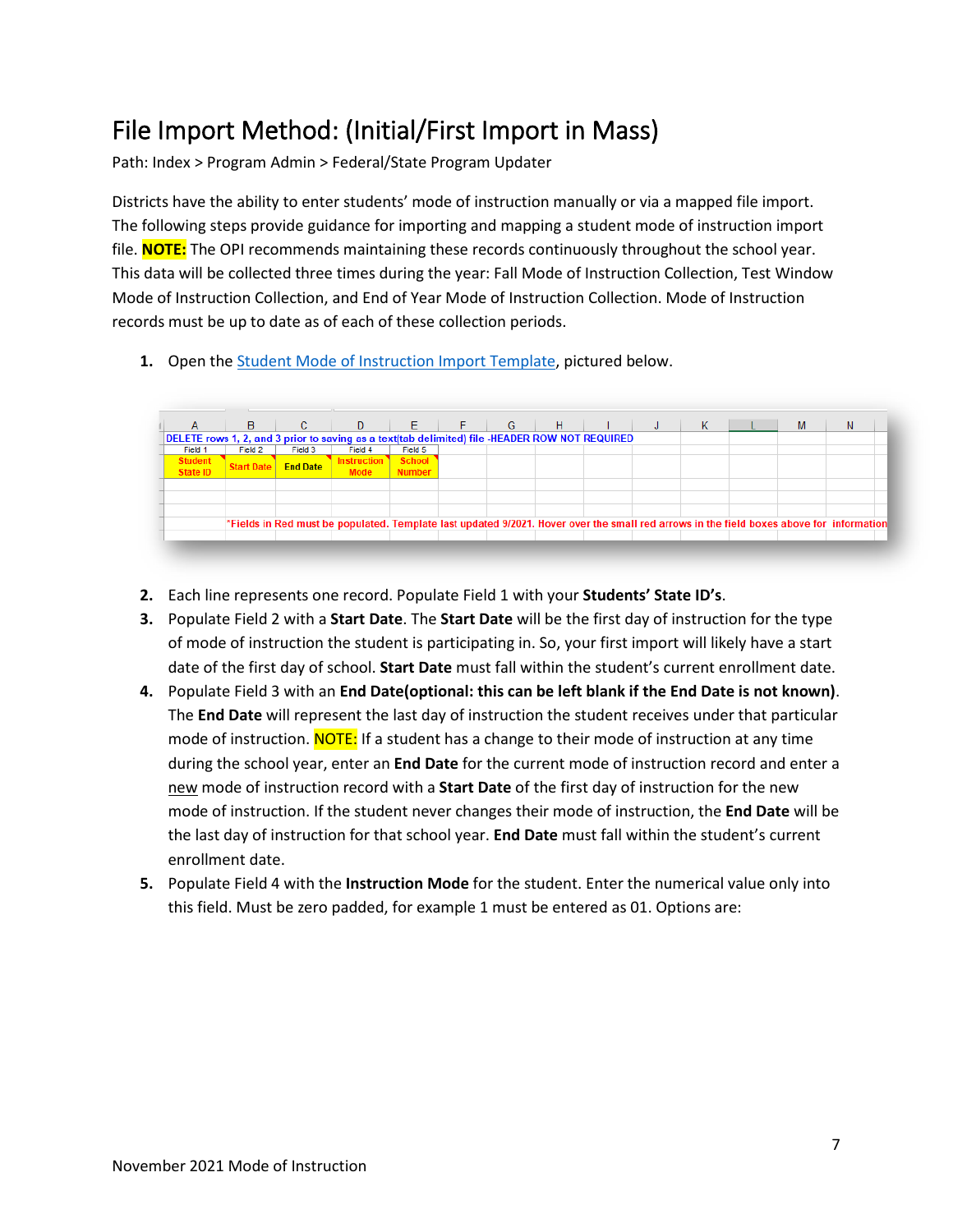# File Import Method: (Initial/First Import in Mass)

Path: Index > Program Admin > Federal/State Program Updater

Districts have the ability to enter students' mode of instruction manually or via a mapped file import. The following steps provide guidance for importing and mapping a student mode of instruction import file. **NOTE:** The OPI recommends maintaining these records continuously throughout the school year. This data will be collected three times during the year: Fall Mode of Instruction Collection, Test Window Mode of Instruction Collection, and End of Year Mode of Instruction Collection. Mode of Instruction records must be up to date as of each of these collection periods.

1. Open the Student Mode of Instruction Import Template, pictured below.

DELETE rows 1, 2, and 3 prior to saving as a text(tab delimited) file -HEADER ROW NOT REQUIRED

| A | B | C | D | E |
|---|---|---|---|---|
| Field 1 | Field 2 | Field 3 | Field 4 | Field 5 |
| Student State ID | Start Date | End Date | Instruction Mode | School Number |

*Fields in Red must be populated. Template last updated 9/2021. Hover over the small red arrows in the field boxes above for information

2. Each line represents one record. Populate Field 1 with your **Students' State ID's**.
3. Populate Field 2 with a **Start Date**. The **Start Date** will be the first day of instruction for the type of mode of instruction the student is participating in. So, your first import will likely have a start date of the first day of school. **Start Date** must fall within the student's current enrollment date.
4. Populate Field 3 with an **End Date(optional: this can be left blank if the End Date is not known)**. The **End Date** will represent the last day of instruction the student receives under that particular mode of instruction. NOTE: If a student has a change to their mode of instruction at any time during the school year, enter an **End Date** for the current mode of instruction record and enter a new mode of instruction record with a **Start Date** of the first day of instruction for the new mode of instruction. If the student never changes their mode of instruction, the **End Date** will be the last day of instruction for that school year. **End Date** must fall within the student's current enrollment date.
5. Populate Field 4 with the **Instruction Mode** for the student. Enter the numerical value only into this field. Must be zero padded, for example 1 must be entered as 01. Options are:

November 2021 Mode of Instruction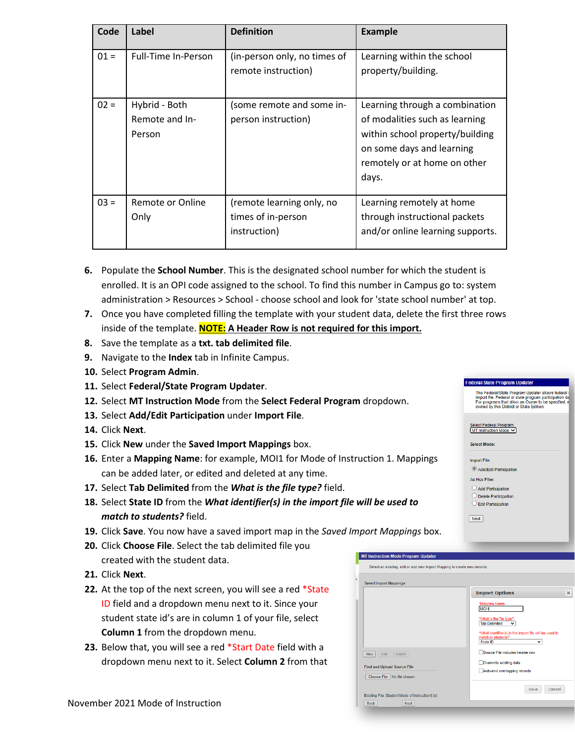| Code | Label | Definition | Example |
|---|---|---|---|
| 01 = | Full-Time In-Person | (in-person only, no times of remote instruction) | Learning within the school property/building. |
| 02 = | Hybrid - Both Remote and In-Person | (some remote and some in-person instruction) | Learning through a combination of modalities such as learning within school property/building on some days and learning remotely or at home on other days. |
| 03 = | Remote or Online Only | (remote learning only, no times of in-person instruction) | Learning remotely at home through instructional packets and/or online learning supports. |

6. Populate the **School Number**. This is the designated school number for which the student is enrolled. It is an OPI code assigned to the school. To find this number in Campus go to: system administration > Resources > School - choose school and look for 'state school number' at top.
7. Once you have completed filling the template with your student data, delete the first three rows inside of the template. **NOTE: A Header Row is not required for this import.**
8. Save the template as a **txt. tab delimited file**.
9. Navigate to the **Index** tab in Infinite Campus.
10. Select **Program Admin**.
11. Select **Federal/State Program Updater**.
12. Select **MT Instruction Mode** from the **Select Federal Program** dropdown.
13. Select **Add/Edit Participation** under **Import File**.
14. Click **Next**.
15. Click **New** under the **Saved Import Mappings** box.
16. Enter a **Mapping Name**: for example, MOI1 for Mode of Instruction 1. Mappings can be added later, or edited and deleted at any time.
17. Select **Tab Delimited** from the ***What is the file type?*** field.
18. Select **State ID** from the ***What identifier(s) in the import file will be used to match to students?*** field.
19. Click **Save**. You now have a saved import map in the *Saved Import Mappings* box.
20. Click **Choose File**. Select the tab delimited file you created with the student data.
21. Click **Next**.
22. At the top of the next screen, you will see a red *State ID field and a dropdown menu next to it. Since your student state id's are in column 1 of your file, select **Column 1** from the dropdown menu.
23. Below that, you will see a red *Start Date field with a dropdown menu next to it. Select **Column 2** from that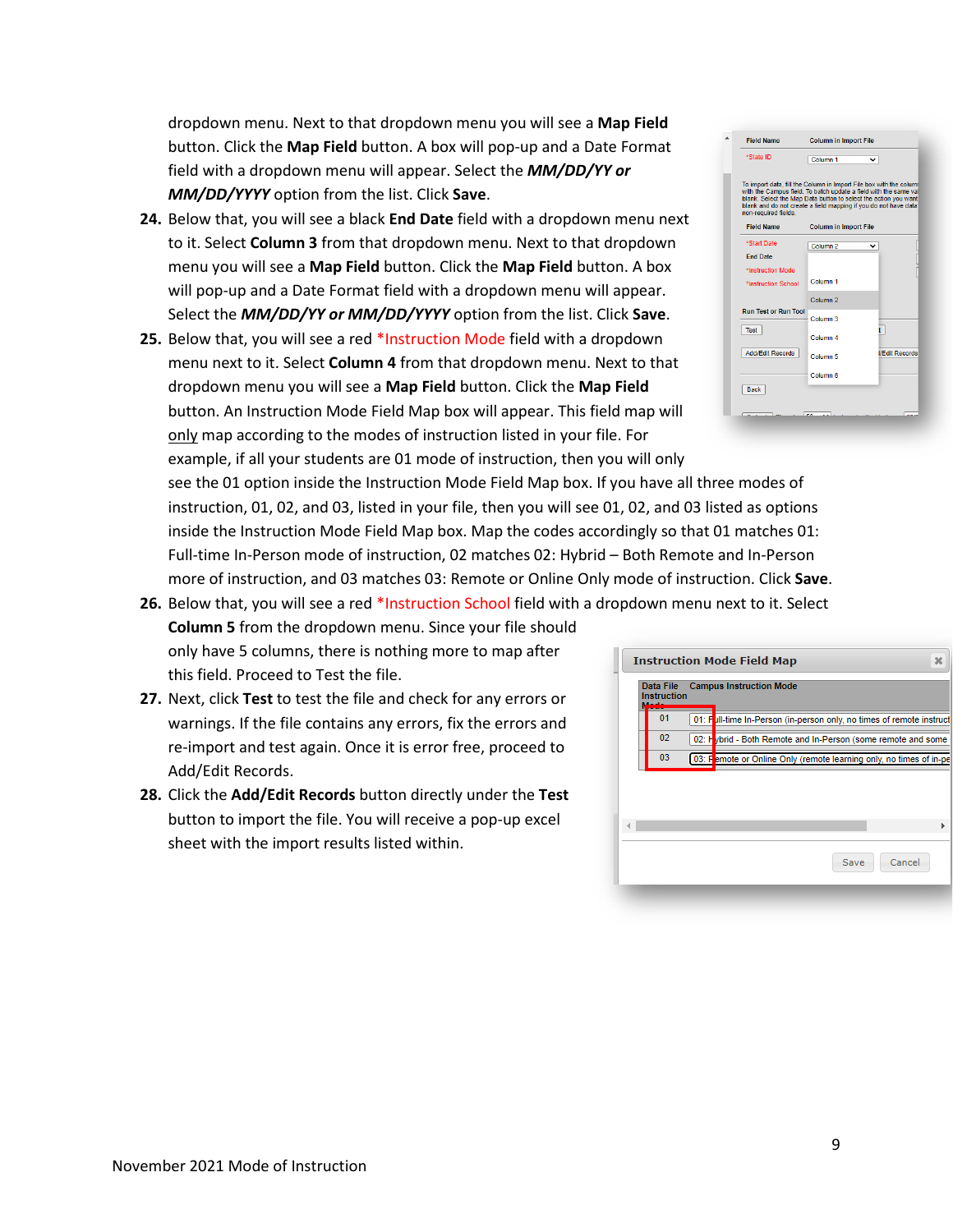dropdown menu. Next to that dropdown menu you will see a **Map Field** button. Click the **Map Field** button. A box will pop-up and a Date Format field with a dropdown menu will appear. Select the ***MM/DD/YY or MM/DD/YYYY*** option from the list. Click **Save**.

24. Below that, you will see a black **End Date** field with a dropdown menu next to it. Select **Column 3** from that dropdown menu. Next to that dropdown menu you will see a **Map Field** button. Click the **Map Field** button. A box will pop-up and a Date Format field with a dropdown menu will appear. Select the ***MM/DD/YY or MM/DD/YYYY*** option from the list. Click **Save**.
25. Below that, you will see a red *Instruction Mode field with a dropdown menu next to it. Select **Column 4** from that dropdown menu. Next to that dropdown menu you will see a **Map Field** button. Click the **Map Field** button. An Instruction Mode Field Map box will appear. This field map will only map according to the modes of instruction listed in your file. For example, if all your students are 01 mode of instruction, then you will only see the 01 option inside the Instruction Mode Field Map box. If you have all three modes of instruction, 01, 02, and 03, listed in your file, then you will see 01, 02, and 03 listed as options inside the Instruction Mode Field Map box. Map the codes accordingly so that 01 matches 01: Full-time In-Person mode of instruction, 02 matches 02: Hybrid – Both Remote and In-Person more of instruction, and 03 matches 03: Remote or Online Only mode of instruction. Click **Save**.
26. Below that, you will see a red *Instruction School field with a dropdown menu next to it. Select **Column 5** from the dropdown menu. Since your file should only have 5 columns, there is nothing more to map after this field. Proceed to Test the file.
27. Next, click **Test** to test the file and check for any errors or warnings. If the file contains any errors, fix the errors and re-import and test again. Once it is error free, proceed to Add/Edit Records.
28. Click the **Add/Edit Records** button directly under the **Test** button to import the file. You will receive a pop-up excel sheet with the import results listed within.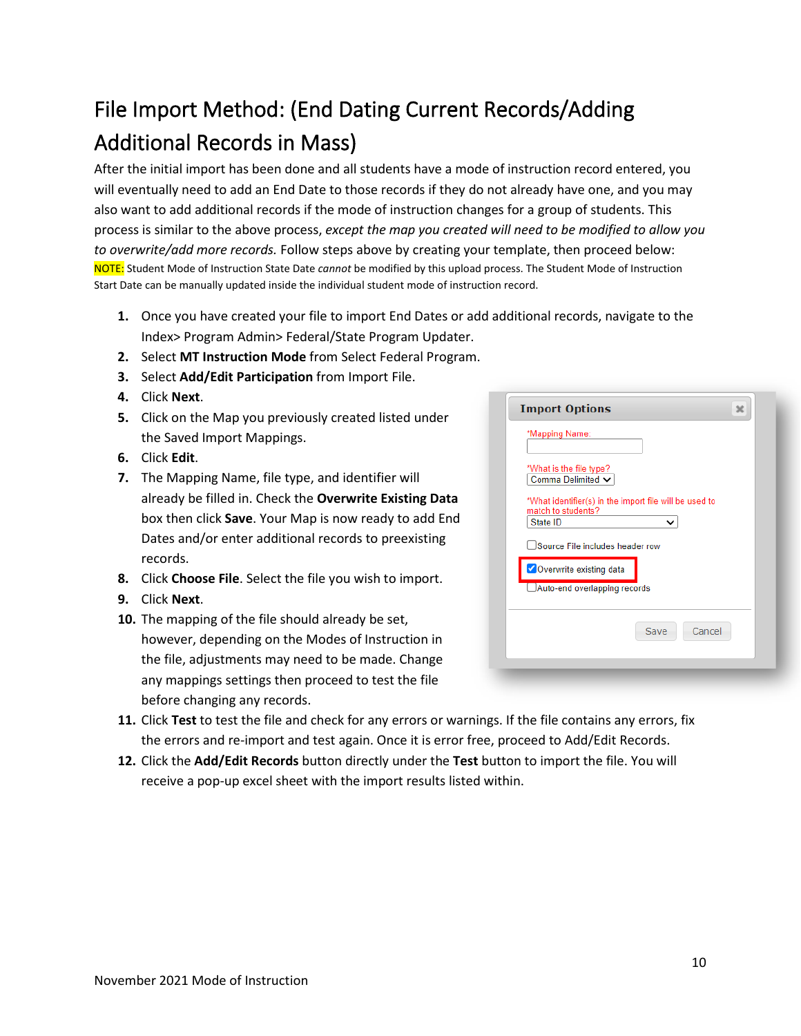# File Import Method: (End Dating Current Records/Adding Additional Records in Mass)

After the initial import has been done and all students have a mode of instruction record entered, you will eventually need to add an End Date to those records if they do not already have one, and you may also want to add additional records if the mode of instruction changes for a group of students. This process is similar to the above process, *except the map you created will need to be modified to allow you to overwrite/add more records.* Follow steps above by creating your template, then proceed below:

NOTE: Student Mode of Instruction State Date *cannot* be modified by this upload process. The Student Mode of Instruction Start Date can be manually updated inside the individual student mode of instruction record.

1. Once you have created your file to import End Dates or add additional records, navigate to the Index> Program Admin> Federal/State Program Updater.
2. Select **MT Instruction Mode** from Select Federal Program.
3. Select **Add/Edit Participation** from Import File.
4. Click **Next**.
5. Click on the Map you previously created listed under the Saved Import Mappings.
6. Click **Edit**.
7. The Mapping Name, file type, and identifier will already be filled in. Check the **Overwrite Existing Data** box then click **Save**. Your Map is now ready to add End Dates and/or enter additional records to preexisting records.
8. Click **Choose File**. Select the file you wish to import.
9. Click **Next**.
10. The mapping of the file should already be set, however, depending on the Modes of Instruction in the file, adjustments may need to be made. Change any mappings settings then proceed to test the file before changing any records.
11. Click **Test** to test the file and check for any errors or warnings. If the file contains any errors, fix the errors and re-import and test again. Once it is error free, proceed to Add/Edit Records.
12. Click the **Add/Edit Records** button directly under the **Test** button to import the file. You will receive a pop-up excel sheet with the import results listed within.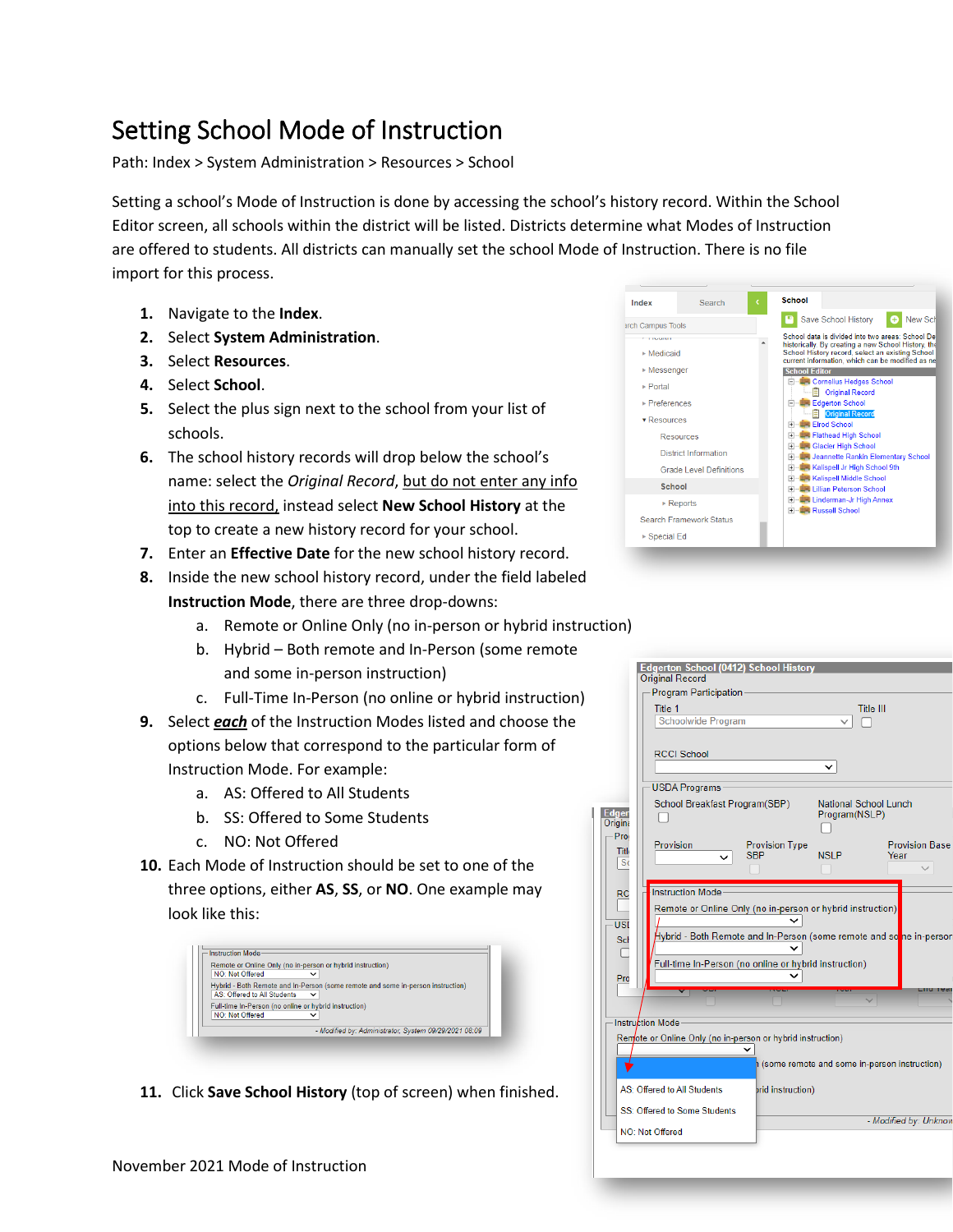# Setting School Mode of Instruction

Path: Index > System Administration > Resources > School

Setting a school's Mode of Instruction is done by accessing the school's history record. Within the School Editor screen, all schools within the district will be listed. Districts determine what Modes of Instruction are offered to students. All districts can manually set the school Mode of Instruction. There is no file import for this process.

1. Navigate to the **Index**.
2. Select **System Administration**.
3. Select **Resources**.
4. Select **School**.
5. Select the plus sign next to the school from your list of schools.
6. The school history records will drop below the school's name: select the *Original Record*, <u>but do not enter any info into this record,</u> instead select **New School History** at the top to create a new history record for your school.
7. Enter an **Effective Date** for the new school history record.
8. Inside the new school history record, under the field labeled **Instruction Mode**, there are three drop-downs:
   a. Remote or Online Only (no in-person or hybrid instruction)
   b. Hybrid – Both remote and In-Person (some remote and some in-person instruction)
   c. Full-Time In-Person (no online or hybrid instruction)
9. Select ***each*** of the Instruction Modes listed and choose the options below that correspond to the particular form of Instruction Mode. For example:
   a. AS: Offered to All Students
   b. SS: Offered to Some Students
   c. NO: Not Offered
10. Each Mode of Instruction should be set to one of the three options, either **AS**, **SS**, or **NO**. One example may look like this:
11. Click **Save School History** (top of screen) when finished.

November 2021 Mode of Instruction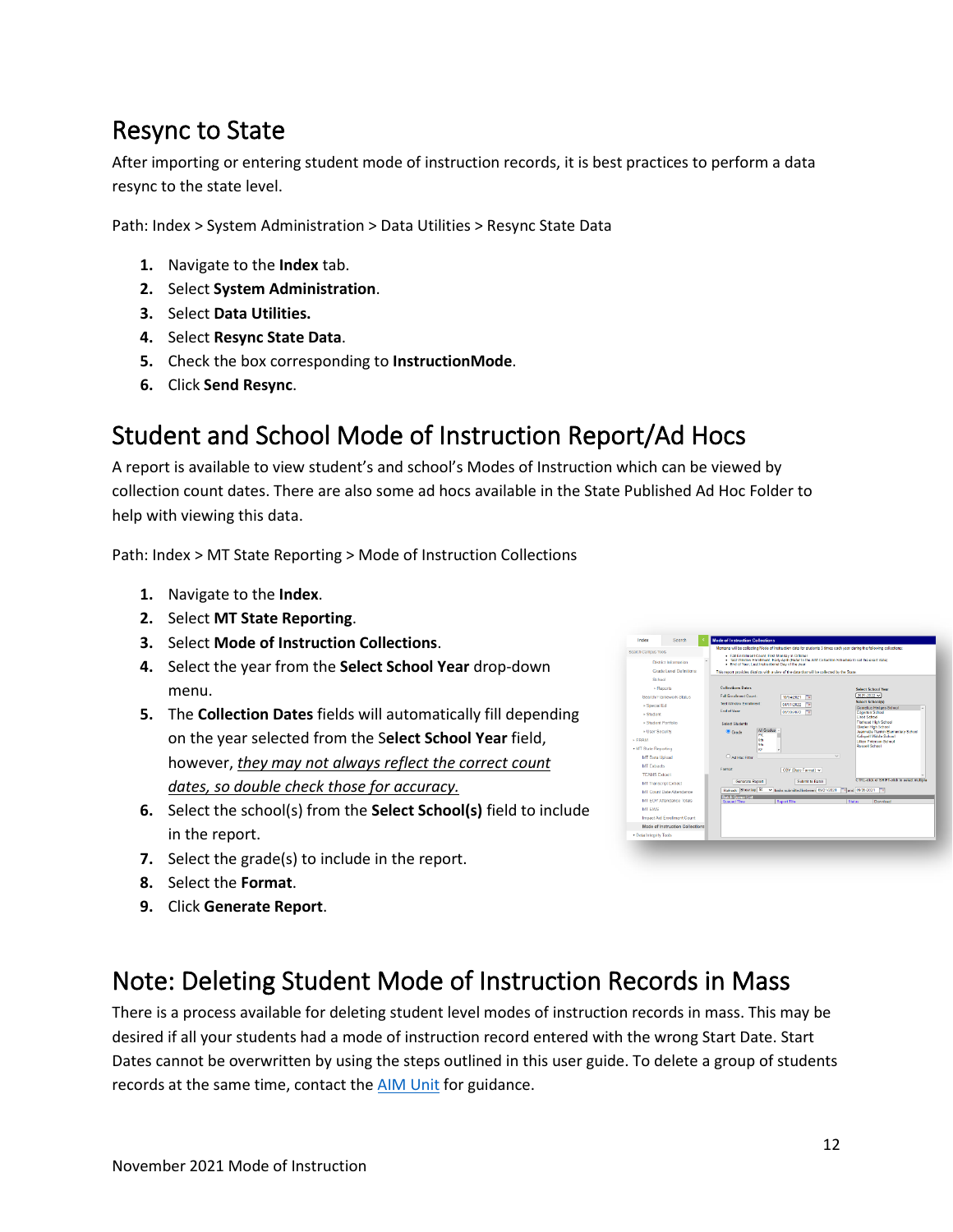## Resync to State

After importing or entering student mode of instruction records, it is best practices to perform a data resync to the state level.

Path: Index > System Administration > Data Utilities > Resync State Data

1. Navigate to the **Index** tab.
2. Select **System Administration**.
3. Select **Data Utilities.**
4. Select **Resync State Data**.
5. Check the box corresponding to **InstructionMode**.
6. Click **Send Resync**.

## Student and School Mode of Instruction Report/Ad Hocs

A report is available to view student's and school's Modes of Instruction which can be viewed by collection count dates. There are also some ad hocs available in the State Published Ad Hoc Folder to help with viewing this data.

Path: Index > MT State Reporting > Mode of Instruction Collections

1. Navigate to the **Index**.
2. Select **MT State Reporting**.
3. Select **Mode of Instruction Collections**.
4. Select the year from the **Select School Year** drop-down menu.
5. The **Collection Dates** fields will automatically fill depending on the year selected from the S**elect School Year** field, however, *they may not always reflect the correct count dates, so double check those for accuracy.*
6. Select the school(s) from the **Select School(s)** field to include in the report.
7. Select the grade(s) to include in the report.
8. Select the **Format**.
9. Click **Generate Report**.

## Note: Deleting Student Mode of Instruction Records in Mass

There is a process available for deleting student level modes of instruction records in mass. This may be desired if all your students had a mode of instruction record entered with the wrong Start Date. Start Dates cannot be overwritten by using the steps outlined in this user guide. To delete a group of students records at the same time, contact the AIM Unit for guidance.

November 2021 Mode of Instruction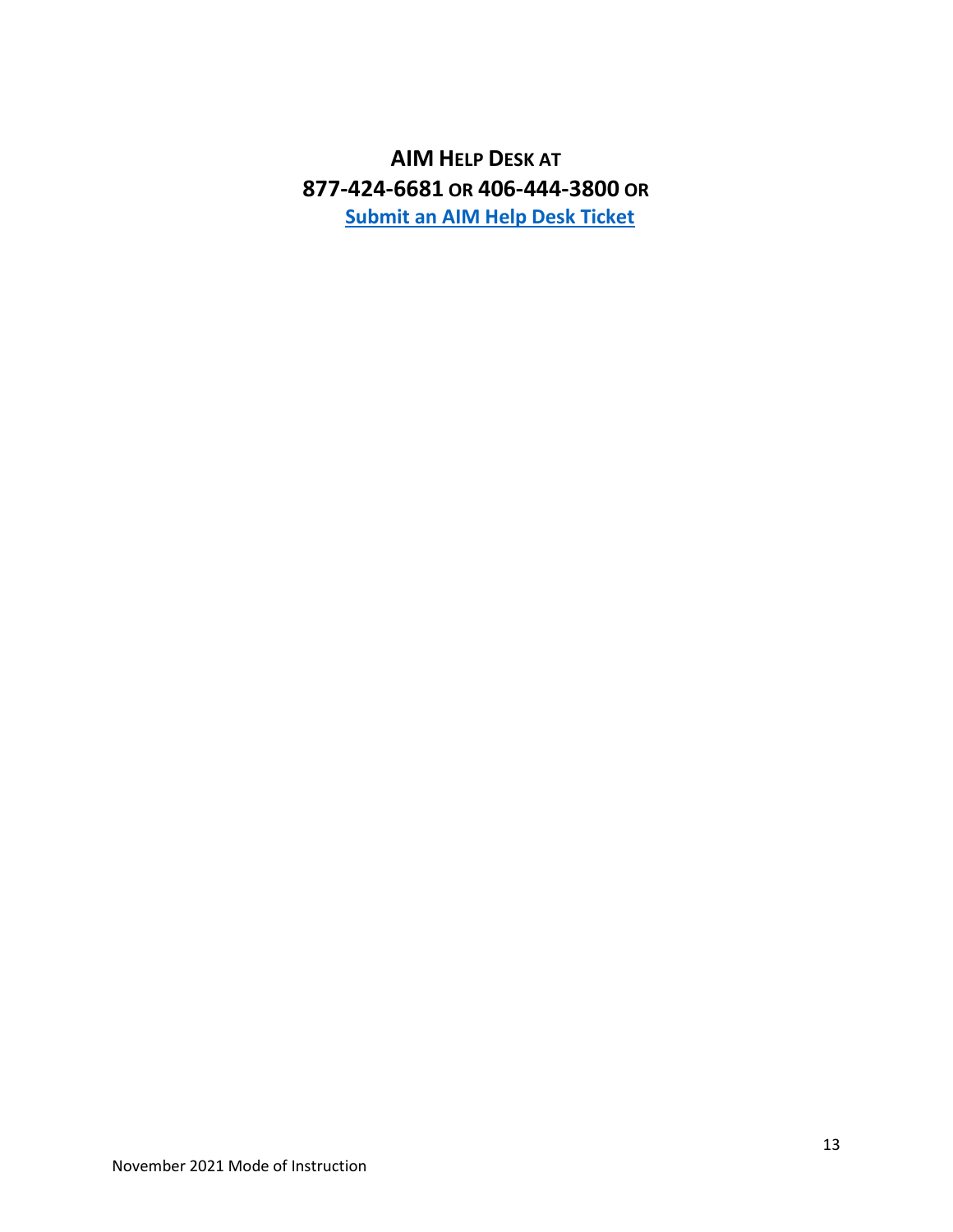**AIM HELP DESK AT**
**877-424-6681 OR 406-444-3800 OR**
**Submit an AIM Help Desk Ticket**